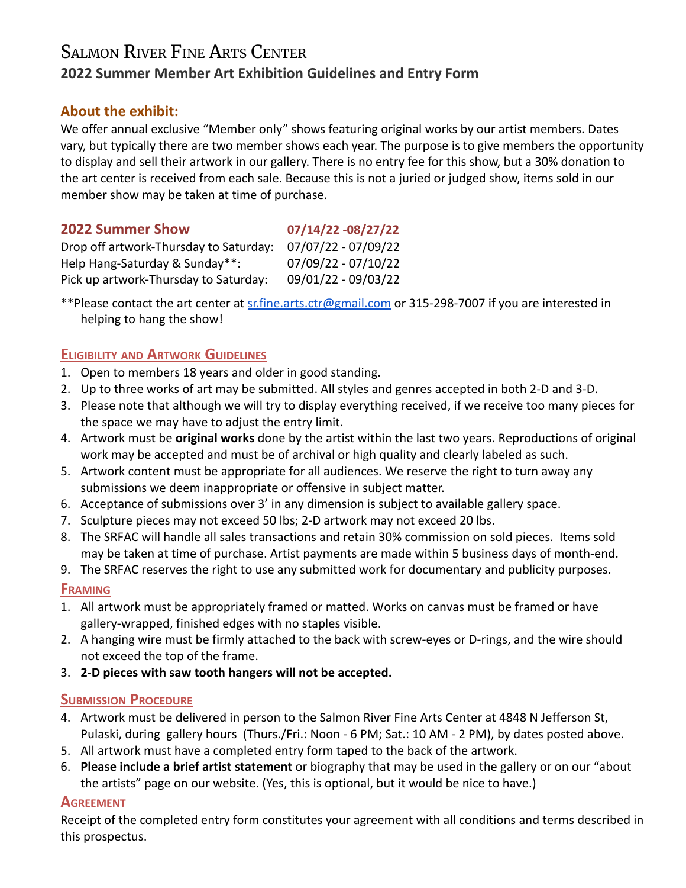# Salmon River Fine Arts Center

## 2022 Summer Member Art Exhibition Guidelines and Entry Form

### About the exhibit:

We offer annual exclusive "Member only" shows featuring original works by our artist members. Dates vary, but typically there are two member shows each year. The purpose is to give members the opportunity to display and sell their artwork in our gallery. There is no entry fee for this show, but a 30% donation to the art center is received from each sale. Because this is not a juried or judged show, items sold in our member show may be taken at time of purchase.

| **2022 Summer Show** | **07/14/22 -08/27/22** |
|---|---|
| Drop off artwork-Thursday to Saturday: | 07/07/22 - 07/09/22 |
| Help Hang-Saturday & Sunday**: | 07/09/22 - 07/10/22 |
| Pick up artwork-Thursday to Saturday: | 09/01/22 - 09/03/22 |

**Please contact the art center at sr.fine.arts.ctr@gmail.com or 315-298-7007 if you are interested in helping to hang the show!

### Eligibility and Artwork Guidelines

1. Open to members 18 years and older in good standing.
2. Up to three works of art may be submitted. All styles and genres accepted in both 2-D and 3-D.
3. Please note that although we will try to display everything received, if we receive too many pieces for the space we may have to adjust the entry limit.
4. Artwork must be **original works** done by the artist within the last two years. Reproductions of original work may be accepted and must be of archival or high quality and clearly labeled as such.
5. Artwork content must be appropriate for all audiences. We reserve the right to turn away any submissions we deem inappropriate or offensive in subject matter.
6. Acceptance of submissions over 3' in any dimension is subject to available gallery space.
7. Sculpture pieces may not exceed 50 lbs; 2-D artwork may not exceed 20 lbs.
8. The SRFAC will handle all sales transactions and retain 30% commission on sold pieces. Items sold may be taken at time of purchase. Artist payments are made within 5 business days of month-end.
9. The SRFAC reserves the right to use any submitted work for documentary and publicity purposes.

### Framing

1. All artwork must be appropriately framed or matted. Works on canvas must be framed or have gallery-wrapped, finished edges with no staples visible.
2. A hanging wire must be firmly attached to the back with screw-eyes or D-rings, and the wire should not exceed the top of the frame.
3. **2-D pieces with saw tooth hangers will not be accepted.**

### Submission Procedure

4. Artwork must be delivered in person to the Salmon River Fine Arts Center at 4848 N Jefferson St, Pulaski, during gallery hours (Thurs./Fri.: Noon - 6 PM; Sat.: 10 AM - 2 PM), by dates posted above.
5. All artwork must have a completed entry form taped to the back of the artwork.
6. **Please include a brief artist statement** or biography that may be used in the gallery or on our "about the artists" page on our website. (Yes, this is optional, but it would be nice to have.)

### Agreement

Receipt of the completed entry form constitutes your agreement with all conditions and terms described in this prospectus.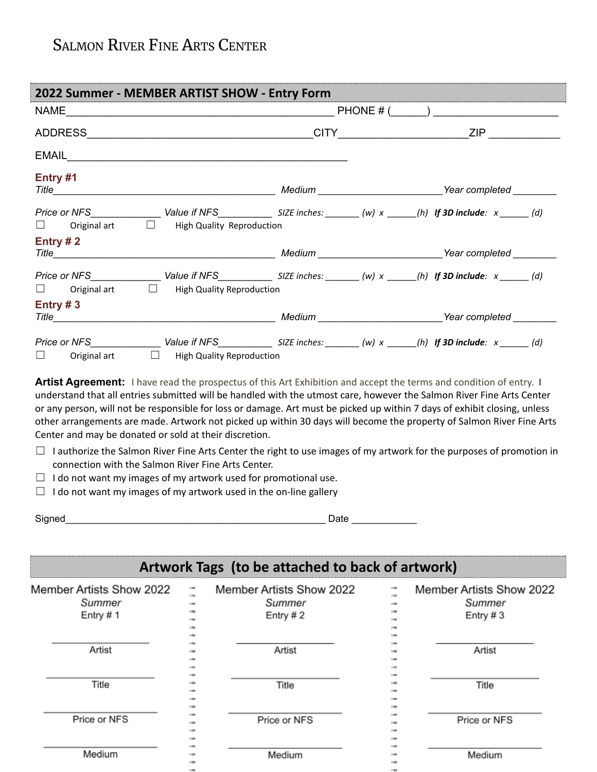# Salmon River Fine Arts Center

## 2022 Summer - MEMBER ARTIST SHOW - Entry Form

NAME_______________________________________________ PHONE # (______) ______________________

ADDRESS________________________________________CITY______________________ZIP ____________

EMAIL________________________________________________

**Entry #1**

*Title*________________________________________ *Medium* ______________________ *Year completed* ________

*Price or NFS*_____________ *Value if NFS*__________ *SIZE inches:* _______ *(w) x* ______*(h)* ***If 3D include:*** *x* ______ *(d)*

☐ Original art ☐ High Quality Reproduction

**Entry # 2**

*Title*________________________________________ *Medium* ______________________ *Year completed* ________

*Price or NFS*_____________ *Value if NFS*__________ *SIZE inches:* _______ *(w) x* ______*(h)* ***If 3D include:*** *x* ______ *(d)*

☐ Original art ☐ High Quality Reproduction

**Entry # 3**

*Title*________________________________________ *Medium* ______________________ *Year completed* ________

*Price or NFS*_____________ *Value if NFS*__________ *SIZE inches:* _______ *(w) x* ______*(h)* ***If 3D include:*** *x* ______ *(d)*

☐ Original art ☐ High Quality Reproduction

**Artist Agreement:** I have read the prospectus of this Art Exhibition and accept the terms and condition of entry. I understand that all entries submitted will be handled with the utmost care, however the Salmon River Fine Arts Center or any person, will not be responsible for loss or damage. Art must be picked up within 7 days of exhibit closing, unless other arrangements are made. Artwork not picked up within 30 days will become the property of Salmon River Fine Arts Center and may be donated or sold at their discretion.

☐ I authorize the Salmon River Fine Arts Center the right to use images of my artwork for the purposes of promotion in connection with the Salmon River Fine Arts Center.

☐ I do not want my images of my artwork used for promotional use.

☐ I do not want my images of my artwork used in the on-line gallery

Signed_______________________________________________ Date ____________

## Artwork Tags (to be attached to back of artwork)

| Member Artists Show 2022 | Member Artists Show 2022 | Member Artists Show 2022 |
|---|---|---|
| *Summer* | *Summer* | *Summer* |
| Entry # 1 | Entry # 2 | Entry # 3 |
| ________________ Artist | ________________ Artist | ________________ Artist |
| ________________ Title | ________________ Title | ________________ Title |
| ________________ Price or NFS | ________________ Price or NFS | ________________ Price or NFS |
| ________________ Medium | ________________ Medium | ________________ Medium |